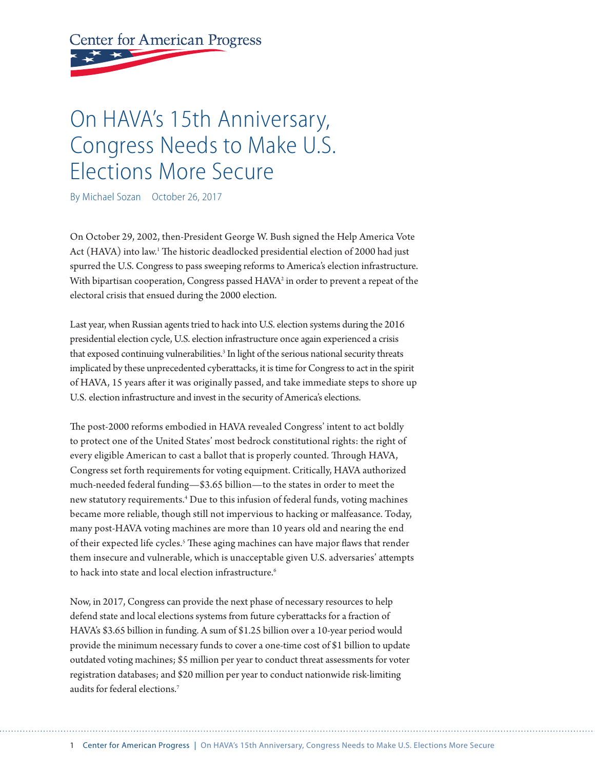# On HAVA's 15th Anniversary, Congress Needs to Make U.S. Elections More Secure

By Michael Sozan October 26, 2017

On October 29, 2002, then-President George W. Bush signed the Help America Vote Act (HAVA) into law.[1] The historic deadlocked presidential election of 2000 had just spurred the U.S. Congress to pass sweeping reforms to America's election infrastructure. With bipartisan cooperation, Congress passed HAVA[2] in order to prevent a repeat of the electoral crisis that ensued during the 2000 election.

Last year, when Russian agents tried to hack into U.S. election systems during the 2016 presidential election cycle, U.S. election infrastructure once again experienced a crisis that exposed continuing vulnerabilities.[3] In light of the serious national security threats implicated by these unprecedented cyberattacks, it is time for Congress to act in the spirit of HAVA, 15 years after it was originally passed, and take immediate steps to shore up U.S. election infrastructure and invest in the security of America's elections.

The post-2000 reforms embodied in HAVA revealed Congress' intent to act boldly to protect one of the United States' most bedrock constitutional rights: the right of every eligible American to cast a ballot that is properly counted. Through HAVA, Congress set forth requirements for voting equipment. Critically, HAVA authorized much-needed federal funding—$3.65 billion—to the states in order to meet the new statutory requirements.[4] Due to this infusion of federal funds, voting machines became more reliable, though still not impervious to hacking or malfeasance. Today, many post-HAVA voting machines are more than 10 years old and nearing the end of their expected life cycles.[5] These aging machines can have major flaws that render them insecure and vulnerable, which is unacceptable given U.S. adversaries' attempts to hack into state and local election infrastructure.[6]

Now, in 2017, Congress can provide the next phase of necessary resources to help defend state and local elections systems from future cyberattacks for a fraction of HAVA's $3.65 billion in funding. A sum of $1.25 billion over a 10-year period would provide the minimum necessary funds to cover a one-time cost of $1 billion to update outdated voting machines; $5 million per year to conduct threat assessments for voter registration databases; and $20 million per year to conduct nationwide risk-limiting audits for federal elections.[7]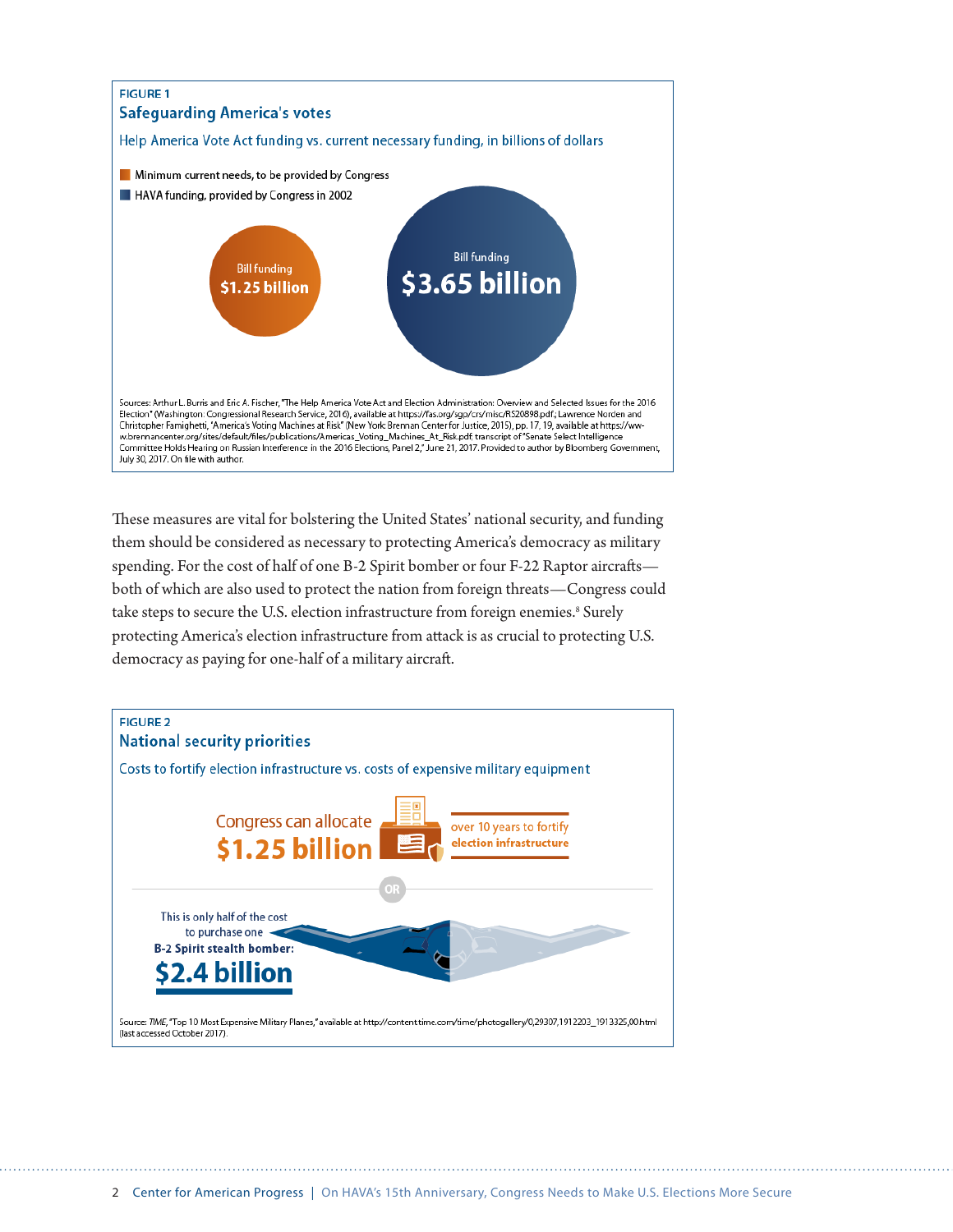FIGURE 1

**Safeguarding America's votes**

Help America Vote Act funding vs. current necessary funding, in billions of dollars

- Minimum current needs, to be provided by Congress
- HAVA funding, provided by Congress in 2002

Bill funding **$1.25 billion**

Bill funding **$3.65 billion**

Sources: Arthur L. Burris and Eric A. Fischer, "The Help America Vote Act and Election Administration: Overview and Selected Issues for the 2016 Election" (Washington: Congressional Research Service, 2016), available at https://fas.org/sgp/crs/misc/RS20898.pdf; Lawrence Norden and Christopher Famighetti, "America's Voting Machines at Risk" (New York: Brennan Center for Justice, 2015), pp. 17, 19, available at https://www.brennancenter.org/sites/default/files/publications/Americas_Voting_Machines_At_Risk.pdf; transcript of "Senate Select Intelligence Committee Holds Hearing on Russian Interference in the 2016 Elections, Panel 2," June 21, 2017. Provided to author by Bloomberg Government, July 30, 2017. On file with author.

These measures are vital for bolstering the United States' national security, and funding them should be considered as necessary to protecting America's democracy as military spending. For the cost of half of one B-2 Spirit bomber or four F-22 Raptor aircrafts—both of which are also used to protect the nation from foreign threats—Congress could take steps to secure the U.S. election infrastructure from foreign enemies.[8] Surely protecting America's election infrastructure from attack is as crucial to protecting U.S. democracy as paying for one-half of a military aircraft.

FIGURE 2

**National security priorities**

Costs to fortify election infrastructure vs. costs of expensive military equipment

Congress can allocate **$1.25 billion** over 10 years to fortify **election infrastructure**

OR

This is only half of the cost to purchase one **B-2 Spirit stealth bomber:** **$2.4 billion**

Source: *TIME*, "Top 10 Most Expensive Military Planes," available at http://content.time.com/time/photogallery/0,29307,1912203_1913325,00.html (last accessed October 2017).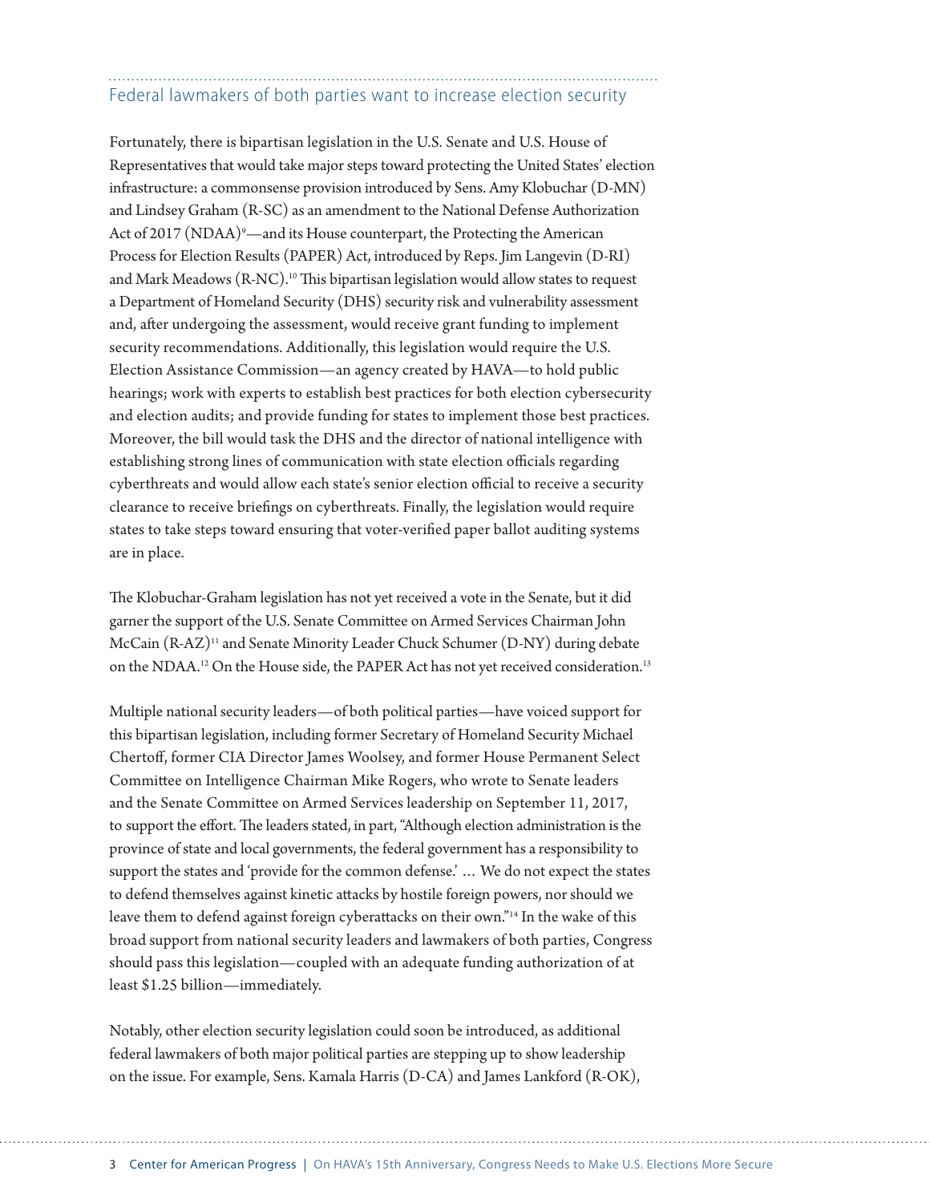## Federal lawmakers of both parties want to increase election security

Fortunately, there is bipartisan legislation in the U.S. Senate and U.S. House of Representatives that would take major steps toward protecting the United States' election infrastructure: a commonsense provision introduced by Sens. Amy Klobuchar (D-MN) and Lindsey Graham (R-SC) as an amendment to the National Defense Authorization Act of 2017 (NDAA)[9]—and its House counterpart, the Protecting the American Process for Election Results (PAPER) Act, introduced by Reps. Jim Langevin (D-RI) and Mark Meadows (R-NC).[10] This bipartisan legislation would allow states to request a Department of Homeland Security (DHS) security risk and vulnerability assessment and, after undergoing the assessment, would receive grant funding to implement security recommendations. Additionally, this legislation would require the U.S. Election Assistance Commission—an agency created by HAVA—to hold public hearings; work with experts to establish best practices for both election cybersecurity and election audits; and provide funding for states to implement those best practices. Moreover, the bill would task the DHS and the director of national intelligence with establishing strong lines of communication with state election officials regarding cyberthreats and would allow each state's senior election official to receive a security clearance to receive briefings on cyberthreats. Finally, the legislation would require states to take steps toward ensuring that voter-verified paper ballot auditing systems are in place.

The Klobuchar-Graham legislation has not yet received a vote in the Senate, but it did garner the support of the U.S. Senate Committee on Armed Services Chairman John McCain (R-AZ)[11] and Senate Minority Leader Chuck Schumer (D-NY) during debate on the NDAA.[12] On the House side, the PAPER Act has not yet received consideration.[13]

Multiple national security leaders—of both political parties—have voiced support for this bipartisan legislation, including former Secretary of Homeland Security Michael Chertoff, former CIA Director James Woolsey, and former House Permanent Select Committee on Intelligence Chairman Mike Rogers, who wrote to Senate leaders and the Senate Committee on Armed Services leadership on September 11, 2017, to support the effort. The leaders stated, in part, "Although election administration is the province of state and local governments, the federal government has a responsibility to support the states and 'provide for the common defense.' … We do not expect the states to defend themselves against kinetic attacks by hostile foreign powers, nor should we leave them to defend against foreign cyberattacks on their own."[14] In the wake of this broad support from national security leaders and lawmakers of both parties, Congress should pass this legislation—coupled with an adequate funding authorization of at least $1.25 billion—immediately.

Notably, other election security legislation could soon be introduced, as additional federal lawmakers of both major political parties are stepping up to show leadership on the issue. For example, Sens. Kamala Harris (D-CA) and James Lankford (R-OK),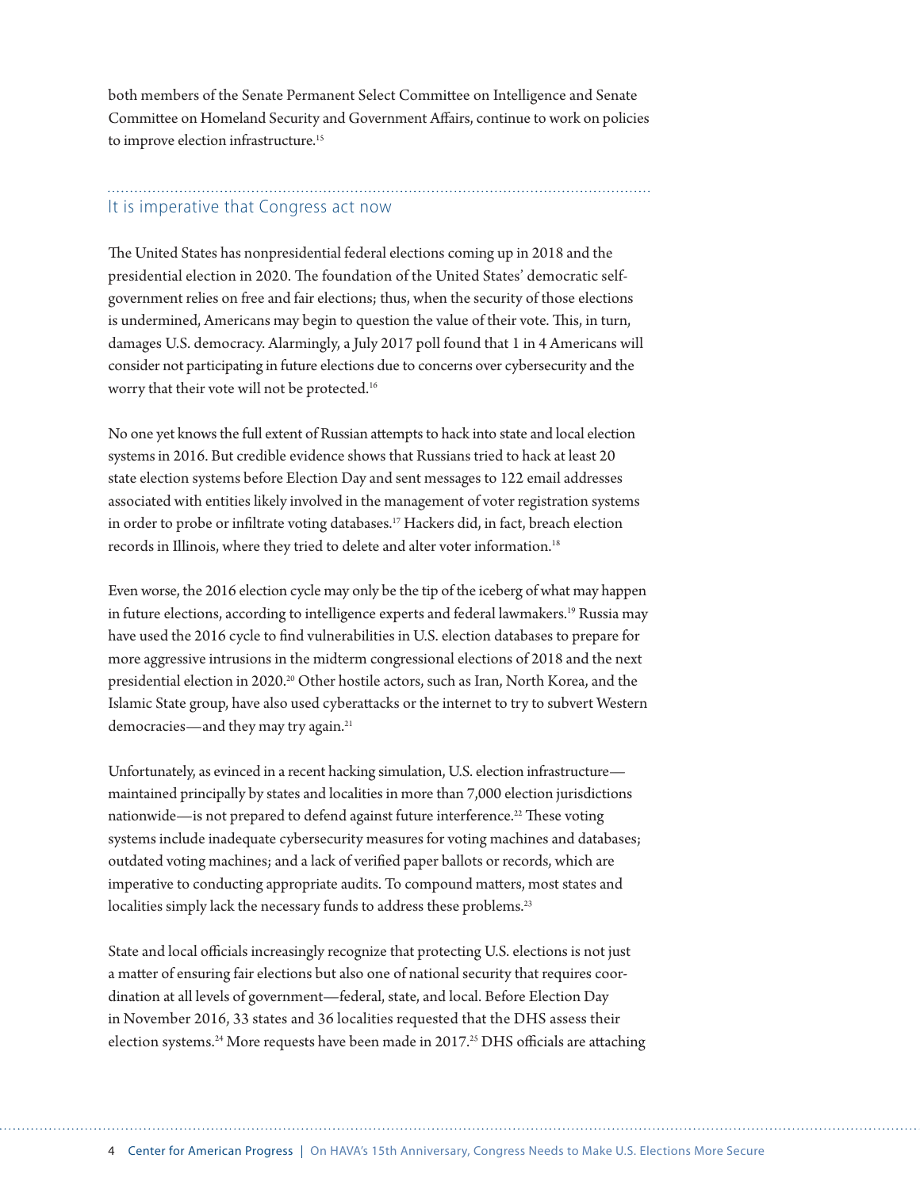both members of the Senate Permanent Select Committee on Intelligence and Senate Committee on Homeland Security and Government Affairs, continue to work on policies to improve election infrastructure.[15]

## It is imperative that Congress act now

The United States has nonpresidential federal elections coming up in 2018 and the presidential election in 2020. The foundation of the United States' democratic self-government relies on free and fair elections; thus, when the security of those elections is undermined, Americans may begin to question the value of their vote. This, in turn, damages U.S. democracy. Alarmingly, a July 2017 poll found that 1 in 4 Americans will consider not participating in future elections due to concerns over cybersecurity and the worry that their vote will not be protected.[16]

No one yet knows the full extent of Russian attempts to hack into state and local election systems in 2016. But credible evidence shows that Russians tried to hack at least 20 state election systems before Election Day and sent messages to 122 email addresses associated with entities likely involved in the management of voter registration systems in order to probe or infiltrate voting databases.[17] Hackers did, in fact, breach election records in Illinois, where they tried to delete and alter voter information.[18]

Even worse, the 2016 election cycle may only be the tip of the iceberg of what may happen in future elections, according to intelligence experts and federal lawmakers.[19] Russia may have used the 2016 cycle to find vulnerabilities in U.S. election databases to prepare for more aggressive intrusions in the midterm congressional elections of 2018 and the next presidential election in 2020.[20] Other hostile actors, such as Iran, North Korea, and the Islamic State group, have also used cyberattacks or the internet to try to subvert Western democracies—and they may try again.[21]

Unfortunately, as evinced in a recent hacking simulation, U.S. election infrastructure—maintained principally by states and localities in more than 7,000 election jurisdictions nationwide—is not prepared to defend against future interference.[22] These voting systems include inadequate cybersecurity measures for voting machines and databases; outdated voting machines; and a lack of verified paper ballots or records, which are imperative to conducting appropriate audits. To compound matters, most states and localities simply lack the necessary funds to address these problems.[23]

State and local officials increasingly recognize that protecting U.S. elections is not just a matter of ensuring fair elections but also one of national security that requires coordination at all levels of government—federal, state, and local. Before Election Day in November 2016, 33 states and 36 localities requested that the DHS assess their election systems.[24] More requests have been made in 2017.[25] DHS officials are attaching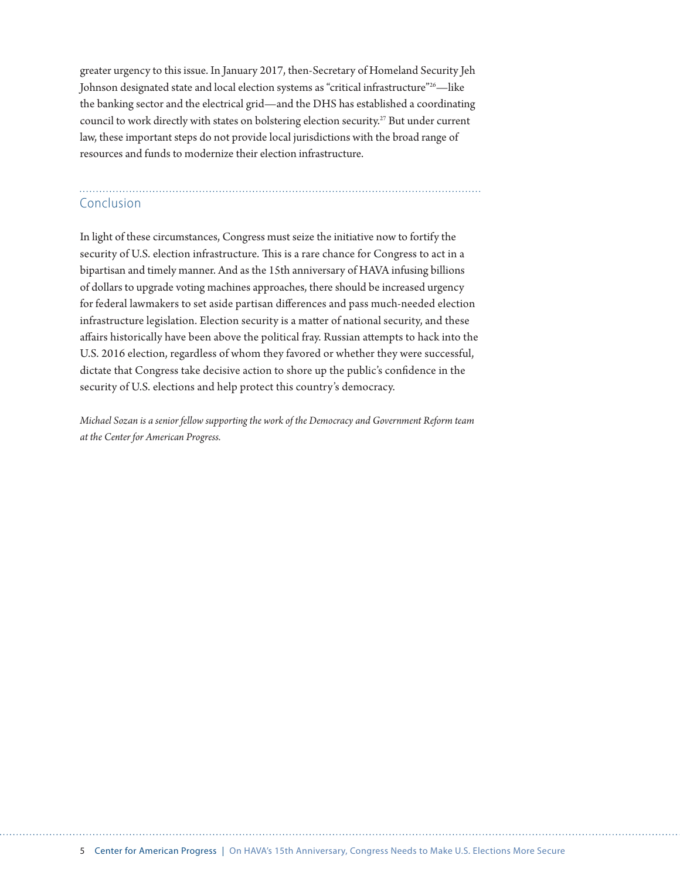greater urgency to this issue. In January 2017, then-Secretary of Homeland Security Jeh Johnson designated state and local election systems as "critical infrastructure"[26]—like the banking sector and the electrical grid—and the DHS has established a coordinating council to work directly with states on bolstering election security.[27] But under current law, these important steps do not provide local jurisdictions with the broad range of resources and funds to modernize their election infrastructure.

## Conclusion

In light of these circumstances, Congress must seize the initiative now to fortify the security of U.S. election infrastructure. This is a rare chance for Congress to act in a bipartisan and timely manner. And as the 15th anniversary of HAVA infusing billions of dollars to upgrade voting machines approaches, there should be increased urgency for federal lawmakers to set aside partisan differences and pass much-needed election infrastructure legislation. Election security is a matter of national security, and these affairs historically have been above the political fray. Russian attempts to hack into the U.S. 2016 election, regardless of whom they favored or whether they were successful, dictate that Congress take decisive action to shore up the public's confidence in the security of U.S. elections and help protect this country's democracy.

*Michael Sozan is a senior fellow supporting the work of the Democracy and Government Reform team at the Center for American Progress.*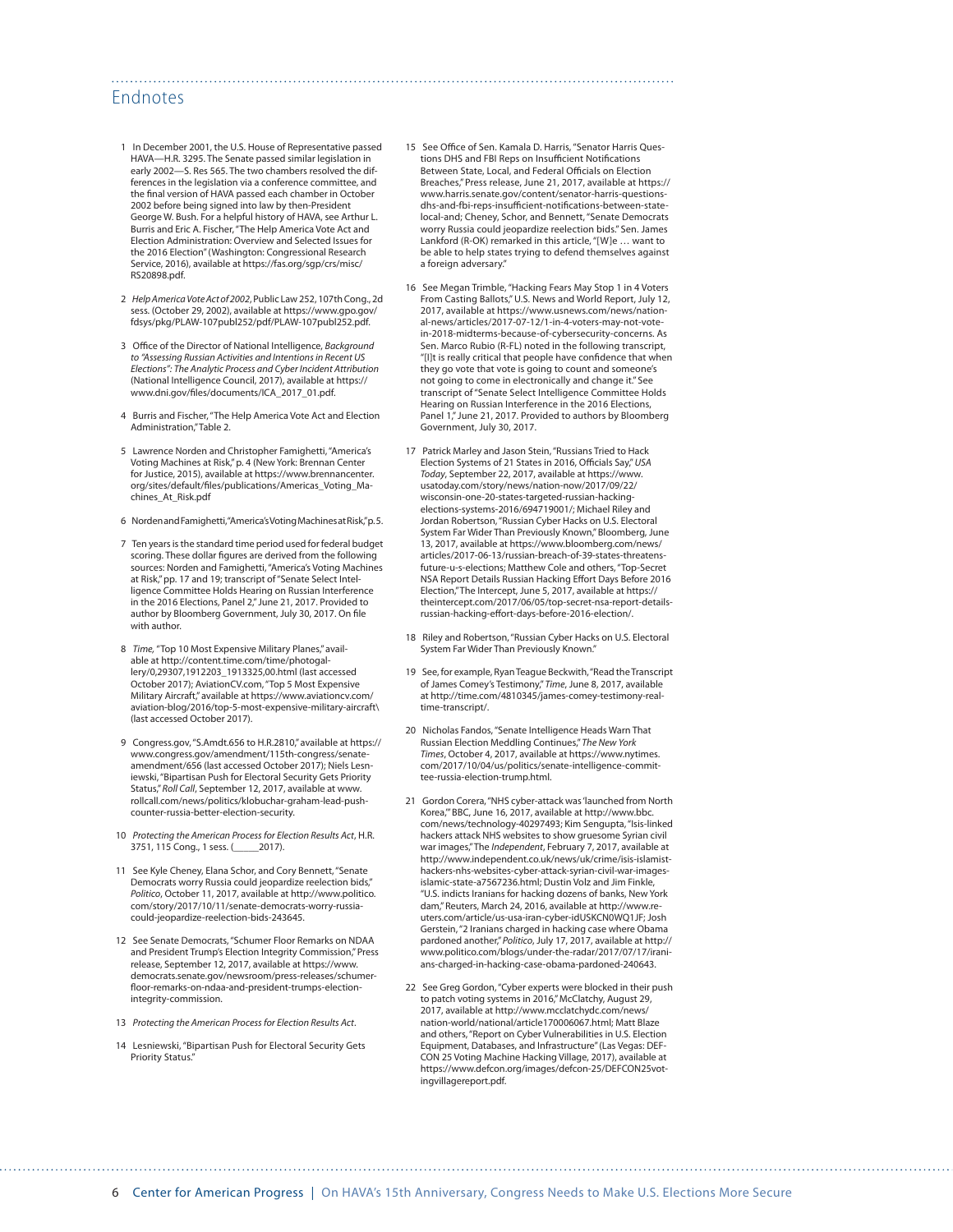## Endnotes

1 In December 2001, the U.S. House of Representative passed HAVA—H.R. 3295. The Senate passed similar legislation in early 2002—S. Res 565. The two chambers resolved the differences in the legislation via a conference committee, and the final version of HAVA passed each chamber in October 2002 before being signed into law by then-President George W. Bush. For a helpful history of HAVA, see Arthur L. Burris and Eric A. Fischer, "The Help America Vote Act and Election Administration: Overview and Selected Issues for the 2016 Election" (Washington: Congressional Research Service, 2016), available at https://fas.org/sgp/crs/misc/RS20898.pdf.

2 *Help America Vote Act of 2002*, Public Law 252, 107th Cong., 2d sess. (October 29, 2002), available at https://www.gpo.gov/fdsys/pkg/PLAW-107publ252/pdf/PLAW-107publ252.pdf.

3 Office of the Director of National Intelligence, *Background to "Assessing Russian Activities and Intentions in Recent US Elections": The Analytic Process and Cyber Incident Attribution* (National Intelligence Council, 2017), available at https://www.dni.gov/files/documents/ICA_2017_01.pdf.

4 Burris and Fischer, "The Help America Vote Act and Election Administration," Table 2.

5 Lawrence Norden and Christopher Famighetti, "America's Voting Machines at Risk," p. 4 (New York: Brennan Center for Justice, 2015), available at https://www.brennancenter.org/sites/default/files/publications/Americas_Voting_Machines_At_Risk.pdf

6 Norden and Famighetti, "America's Voting Machines at Risk," p. 5.

7 Ten years is the standard time period used for federal budget scoring. These dollar figures are derived from the following sources: Norden and Famighetti, "America's Voting Machines at Risk," pp. 17 and 19; transcript of "Senate Select Intelligence Committee Holds Hearing on Russian Interference in the 2016 Elections, Panel 2," June 21, 2017. Provided to author by Bloomberg Government, July 30, 2017. On file with author.

8 *Time*, "Top 10 Most Expensive Military Planes," available at http://content.time.com/time/photogallery/0,29307,1912203_1913325,00.html (last accessed October 2017); AviationCV.com, "Top 5 Most Expensive Military Aircraft," available at https://www.aviationcv.com/aviation-blog/2016/top-5-most-expensive-military-aircraft\ (last accessed October 2017).

9 Congress.gov, "S.Amdt.656 to H.R.2810," available at https://www.congress.gov/amendment/115th-congress/senate-amendment/656 (last accessed October 2017); Niels Lesniewski, "Bipartisan Push for Electoral Security Gets Priority Status," *Roll Call*, September 12, 2017, available at www.rollcall.com/news/politics/klobuchar-graham-lead-push-counter-russia-better-election-security.

10 *Protecting the American Process for Election Results Act*, H.R. 3751, 115 Cong., 1 sess. (______2017).

11 See Kyle Cheney, Elana Schor, and Cory Bennett, "Senate Democrats worry Russia could jeopardize reelection bids," *Politico*, October 11, 2017, available at http://www.politico.com/story/2017/10/11/senate-democrats-worry-russia-could-jeopardize-reelection-bids-243645.

12 See Senate Democrats, "Schumer Floor Remarks on NDAA and President Trump's Election Integrity Commission," Press release, September 12, 2017, available at https://www.democrats.senate.gov/newsroom/press-releases/schumer-floor-remarks-on-ndaa-and-president-trumps-election-integrity-commission.

13 *Protecting the American Process for Election Results Act*.

14 Lesniewski, "Bipartisan Push for Electoral Security Gets Priority Status."

15 See Office of Sen. Kamala D. Harris, "Senator Harris Questions DHS and FBI Reps on Insufficient Notifications Between State, Local, and Federal Officials on Election Breaches," Press release, June 21, 2017, available at https://www.harris.senate.gov/content/senator-harris-questions-dhs-and-fbi-reps-insufficient-notifications-between-state-local-and; Cheney, Schor, and Bennett, "Senate Democrats worry Russia could jeopardize reelection bids." Sen. James Lankford (R-OK) remarked in this article, "[W]e … want to be able to help states trying to defend themselves against a foreign adversary."

16 See Megan Trimble, "Hacking Fears May Stop 1 in 4 Voters From Casting Ballots," U.S. News and World Report, July 12, 2017, available at https://www.usnews.com/news/national-news/articles/2017-07-12/1-in-4-voters-may-not-vote-in-2018-midterms-because-of-cybersecurity-concerns. As Sen. Marco Rubio (R-FL) noted in the following transcript, "[I]t is really critical that people have confidence that when they go vote that vote is going to count and someone's not going to come in electronically and change it." See transcript of "Senate Select Intelligence Committee Holds Hearing on Russian Interference in the 2016 Elections, Panel 1," June 21, 2017. Provided to authors by Bloomberg Government, July 30, 2017.

17 Patrick Marley and Jason Stein, "Russians Tried to Hack Election Systems of 21 States in 2016, Officials Say," *USA Today*, September 22, 2017, available at https://www.usatoday.com/story/news/nation-now/2017/09/22/wisconsin-one-20-states-targeted-russian-hacking-elections-systems-2016/694719001/; Michael Riley and Jordan Robertson, "Russian Cyber Hacks on U.S. Electoral System Far Wider Than Previously Known," Bloomberg, June 13, 2017, available at https://www.bloomberg.com/news/articles/2017-06-13/russian-breach-of-39-states-threatens-future-u-s-elections; Matthew Cole and others, "Top-Secret NSA Report Details Russian Hacking Effort Days Before 2016 Election," The Intercept, June 5, 2017, available at https://theintercept.com/2017/06/05/top-secret-nsa-report-details-russian-hacking-effort-days-before-2016-election/.

18 Riley and Robertson, "Russian Cyber Hacks on U.S. Electoral System Far Wider Than Previously Known."

19 See, for example, Ryan Teague Beckwith, "Read the Transcript of James Comey's Testimony," *Time*, June 8, 2017, available at http://time.com/4810345/james-comey-testimony-real-time-transcript/.

20 Nicholas Fandos, "Senate Intelligence Heads Warn That Russian Election Meddling Continues," *The New York Times*, October 4, 2017, available at https://www.nytimes.com/2017/10/04/us/politics/senate-intelligence-committee-russia-election-trump.html.

21 Gordon Corera, "NHS cyber-attack was 'launched from North Korea,'" BBC, June 16, 2017, available at http://www.bbc.com/news/technology-40297493; Kim Sengupta, "Isis-linked hackers attack NHS websites to show gruesome Syrian civil war images," The *Independent*, February 7, 2017, available at http://www.independent.co.uk/news/uk/crime/isis-islamist-hackers-nhs-websites-cyber-attack-syrian-civil-war-images-islamic-state-a7567236.html; Dustin Volz and Jim Finkle, "U.S. indicts Iranians for hacking dozens of banks, New York dam," Reuters, March 24, 2016, available at http://www.reuters.com/article/us-usa-iran-cyber-idUSKCN0WQ1JF; Josh Gerstein, "2 Iranians charged in hacking case where Obama pardoned another," *Politico*, July 17, 2017, available at http://www.politico.com/blogs/under-the-radar/2017/07/17/iranians-charged-in-hacking-case-obama-pardoned-240643.

22 See Greg Gordon, "Cyber experts were blocked in their push to patch voting systems in 2016," McClatchy, August 29, 2017, available at http://www.mcclatchydc.com/news/nation-world/national/article170006067.html; Matt Blaze and others, "Report on Cyber Vulnerabilities in U.S. Election Equipment, Databases, and Infrastructure" (Las Vegas: DEFCON 25 Voting Machine Hacking Village, 2017), available at https://www.defcon.org/images/defcon-25/DEFCON25votingvillagereport.pdf.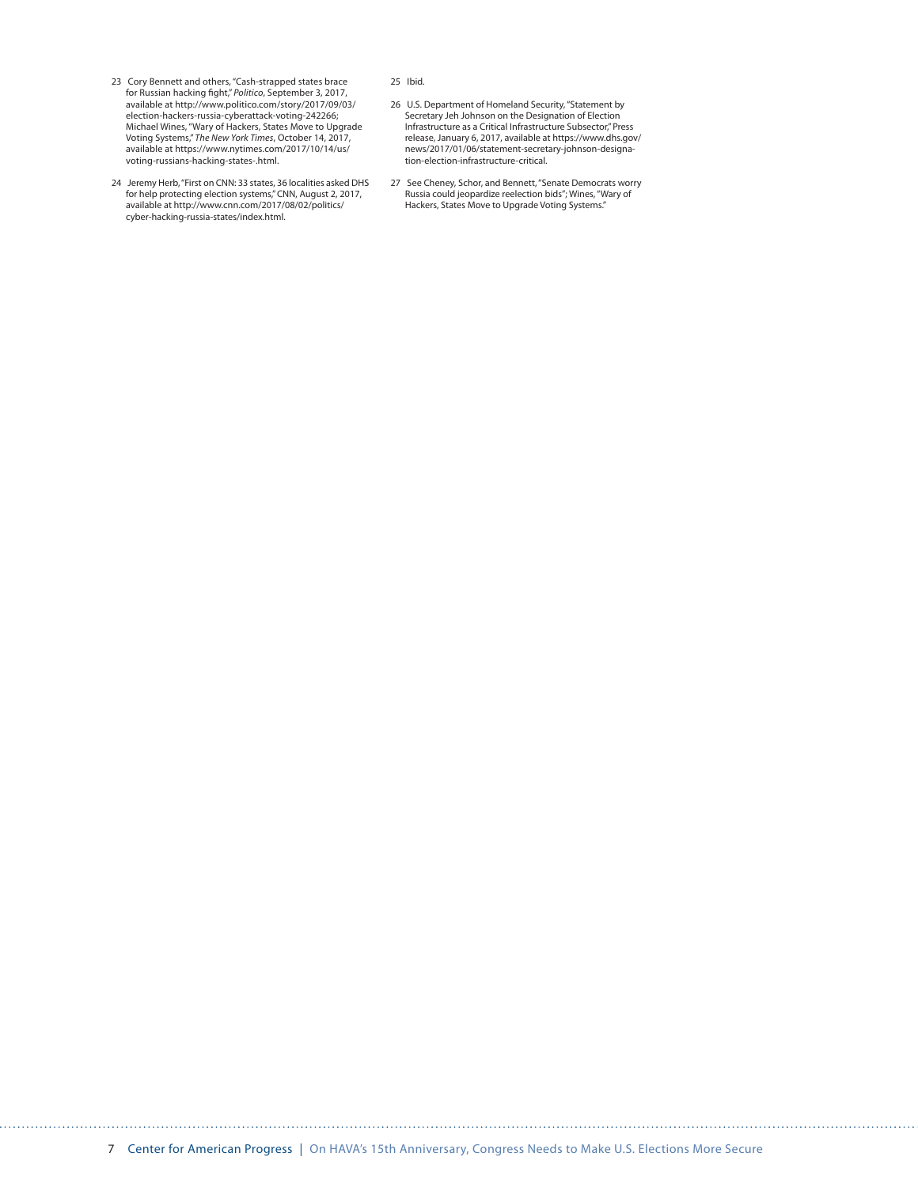23 Cory Bennett and others, "Cash-strapped states brace for Russian hacking fight," *Politico*, September 3, 2017, available at http://www.politico.com/story/2017/09/03/election-hackers-russia-cyberattack-voting-242266; Michael Wines, "Wary of Hackers, States Move to Upgrade Voting Systems," *The New York Times*, October 14, 2017, available at https://www.nytimes.com/2017/10/14/us/voting-russians-hacking-states-.html.

24 Jeremy Herb, "First on CNN: 33 states, 36 localities asked DHS for help protecting election systems," CNN, August 2, 2017, available at http://www.cnn.com/2017/08/02/politics/cyber-hacking-russia-states/index.html.

25 Ibid.

26 U.S. Department of Homeland Security, "Statement by Secretary Jeh Johnson on the Designation of Election Infrastructure as a Critical Infrastructure Subsector," Press release, January 6, 2017, available at https://www.dhs.gov/news/2017/01/06/statement-secretary-johnson-designation-election-infrastructure-critical.

27 See Cheney, Schor, and Bennett, "Senate Democrats worry Russia could jeopardize reelection bids"; Wines, "Wary of Hackers, States Move to Upgrade Voting Systems."